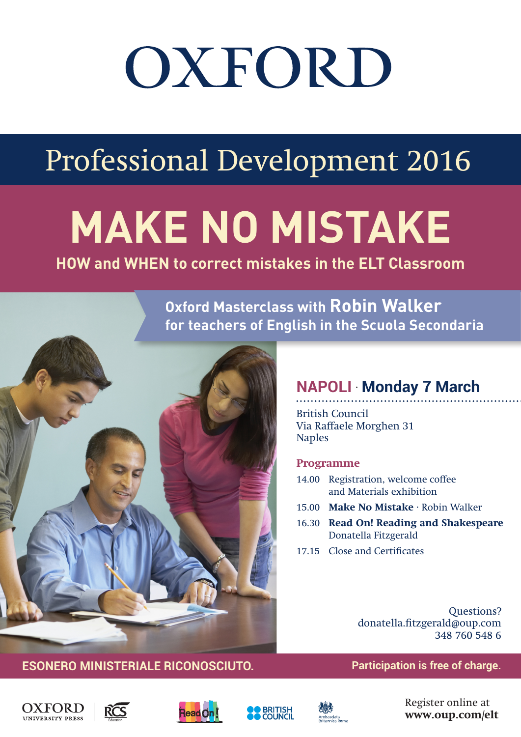# OXFORD

## Professional Development 2016

# MAKE NO MISTAKE

**HOW and WHEN to correct mistakes in the ELT Classroom**

**Oxford Masterclass with Robin Walker**
**for teachers of English in the Scuola Secondaria**

## NAPOLI · Monday 7 March

British Council
Via Raffaele Morghen 31
Naples

### Programme

| | |
|---|---|
| 14.00 | Registration, welcome coffee and Materials exhibition |
| 15.00 | **Make No Mistake** · Robin Walker |
| 16.30 | **Read On! Reading and Shakespeare** Donatella Fitzgerald |
| 17.15 | Close and Certificates |

Questions?
donatella.fitzgerald@oup.com
348 760 548 6

**ESONERO MINISTERIALE RICONOSCIUTO.**

**Participation is free of charge.**

OXFORD UNIVERSITY PRESS · RCS Education · Read On! · BRITISH COUNCIL · Ambasciata Britannica Roma

Register online at
**www.oup.com/elt**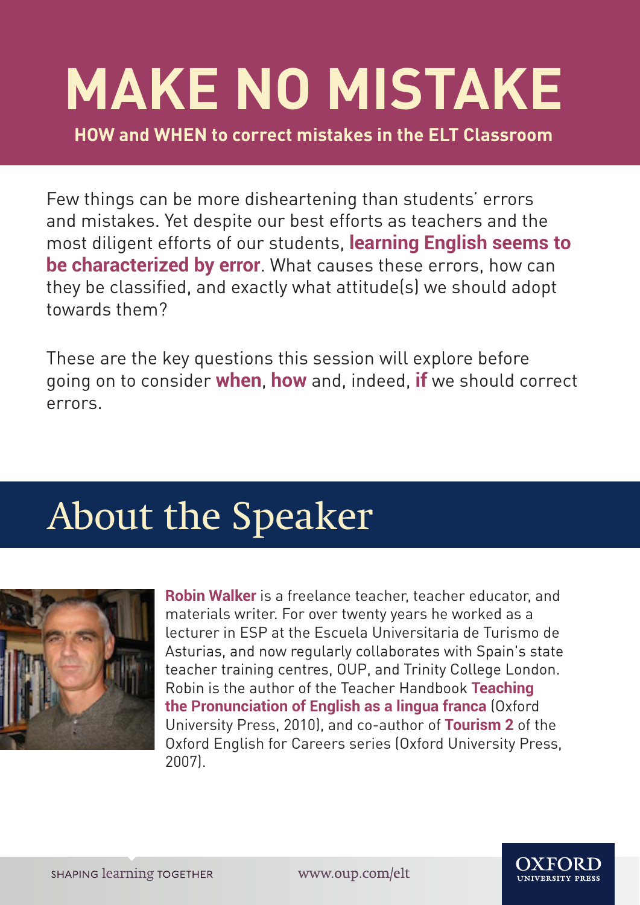# MAKE NO MISTAKE

**HOW and WHEN to correct mistakes in the ELT Classroom**

Few things can be more disheartening than students' errors and mistakes. Yet despite our best efforts as teachers and the most diligent efforts of our students, **learning English seems to be characterized by error**. What causes these errors, how can they be classified, and exactly what attitude(s) we should adopt towards them?

These are the key questions this session will explore before going on to consider **when**, **how** and, indeed, **if** we should correct errors.

## About the Speaker

**Robin Walker** is a freelance teacher, teacher educator, and materials writer. For over twenty years he worked as a lecturer in ESP at the Escuela Universitaria de Turismo de Asturias, and now regularly collaborates with Spain's state teacher training centres, OUP, and Trinity College London. Robin is the author of the Teacher Handbook **Teaching the Pronunciation of English as a lingua franca** (Oxford University Press, 2010), and co-author of **Tourism 2** of the Oxford English for Careers series (Oxford University Press, 2007).

SHAPING learning TOGETHER

www.oup.com/elt

OXFORD UNIVERSITY PRESS